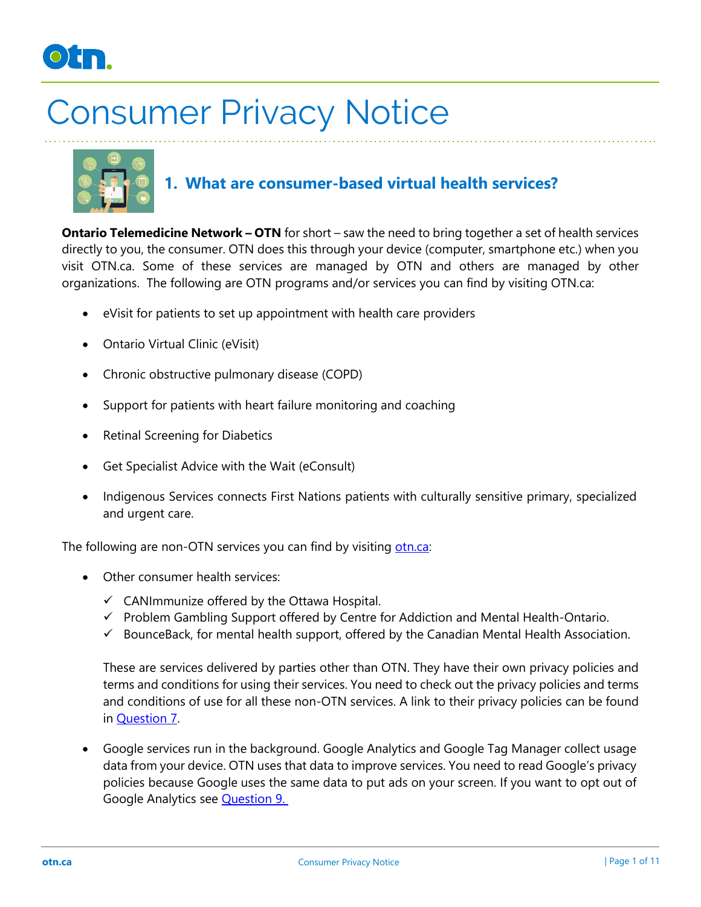# Consumer Privacy Notice

## 1. What are consumer-based virtual health services?

**Ontario Telemedicine Network – OTN** for short – saw the need to bring together a set of health services directly to you, the consumer. OTN does this through your device (computer, smartphone etc.) when you visit OTN.ca. Some of these services are managed by OTN and others are managed by other organizations. The following are OTN programs and/or services you can find by visiting OTN.ca:

- eVisit for patients to set up appointment with health care providers
- Ontario Virtual Clinic (eVisit)
- Chronic obstructive pulmonary disease (COPD)
- Support for patients with heart failure monitoring and coaching
- Retinal Screening for Diabetics
- Get Specialist Advice with the Wait (eConsult)
- Indigenous Services connects First Nations patients with culturally sensitive primary, specialized and urgent care.

The following are non-OTN services you can find by visiting [otn.ca](otn.ca):

- Other consumer health services:
  - ✓ CANImmunize offered by the Ottawa Hospital.
  - ✓ Problem Gambling Support offered by Centre for Addiction and Mental Health-Ontario.
  - ✓ BounceBack, for mental health support, offered by the Canadian Mental Health Association.

  These are services delivered by parties other than OTN. They have their own privacy policies and terms and conditions for using their services. You need to check out the privacy policies and terms and conditions of use for all these non-OTN services. A link to their privacy policies can be found in Question 7.

- Google services run in the background. Google Analytics and Google Tag Manager collect usage data from your device. OTN uses that data to improve services. You need to read Google's privacy policies because Google uses the same data to put ads on your screen. If you want to opt out of Google Analytics see Question 9.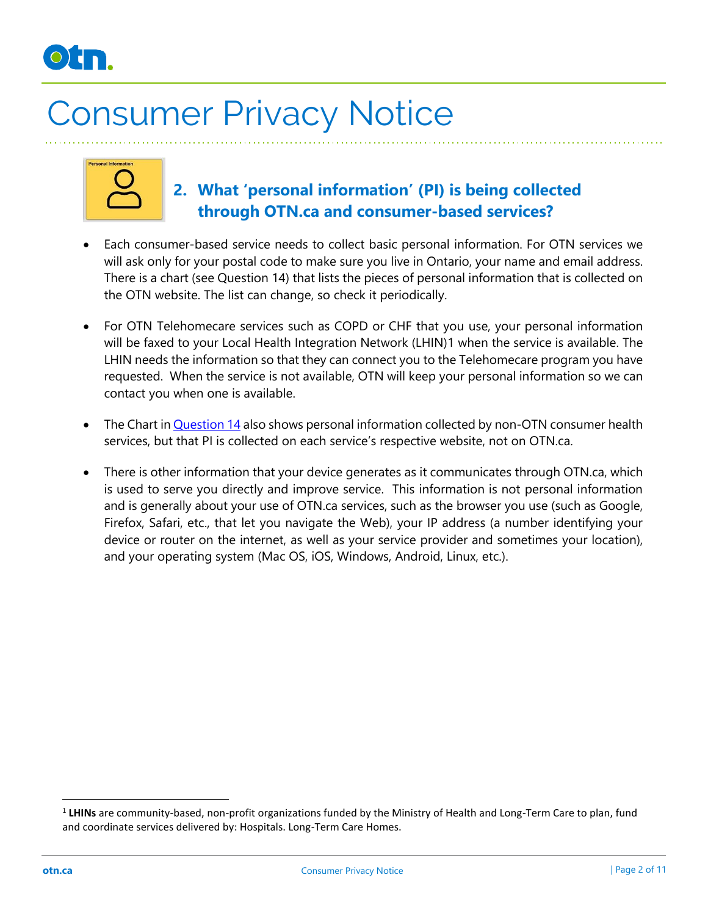# Consumer Privacy Notice

## 2. What 'personal information' (PI) is being collected through OTN.ca and consumer-based services?

- Each consumer-based service needs to collect basic personal information. For OTN services we will ask only for your postal code to make sure you live in Ontario, your name and email address. There is a chart (see Question 14) that lists the pieces of personal information that is collected on the OTN website. The list can change, so check it periodically.
- For OTN Telehomecare services such as COPD or CHF that you use, your personal information will be faxed to your Local Health Integration Network (LHIN)1 when the service is available. The LHIN needs the information so that they can connect you to the Telehomecare program you have requested. When the service is not available, OTN will keep your personal information so we can contact you when one is available.
- The Chart in Question 14 also shows personal information collected by non-OTN consumer health services, but that PI is collected on each service's respective website, not on OTN.ca.
- There is other information that your device generates as it communicates through OTN.ca, which is used to serve you directly and improve service. This information is not personal information and is generally about your use of OTN.ca services, such as the browser you use (such as Google, Firefox, Safari, etc., that let you navigate the Web), your IP address (a number identifying your device or router on the internet, as well as your service provider and sometimes your location), and your operating system (Mac OS, iOS, Windows, Android, Linux, etc.).

[1] **LHINs** are community-based, non-profit organizations funded by the Ministry of Health and Long-Term Care to plan, fund and coordinate services delivered by: Hospitals. Long-Term Care Homes.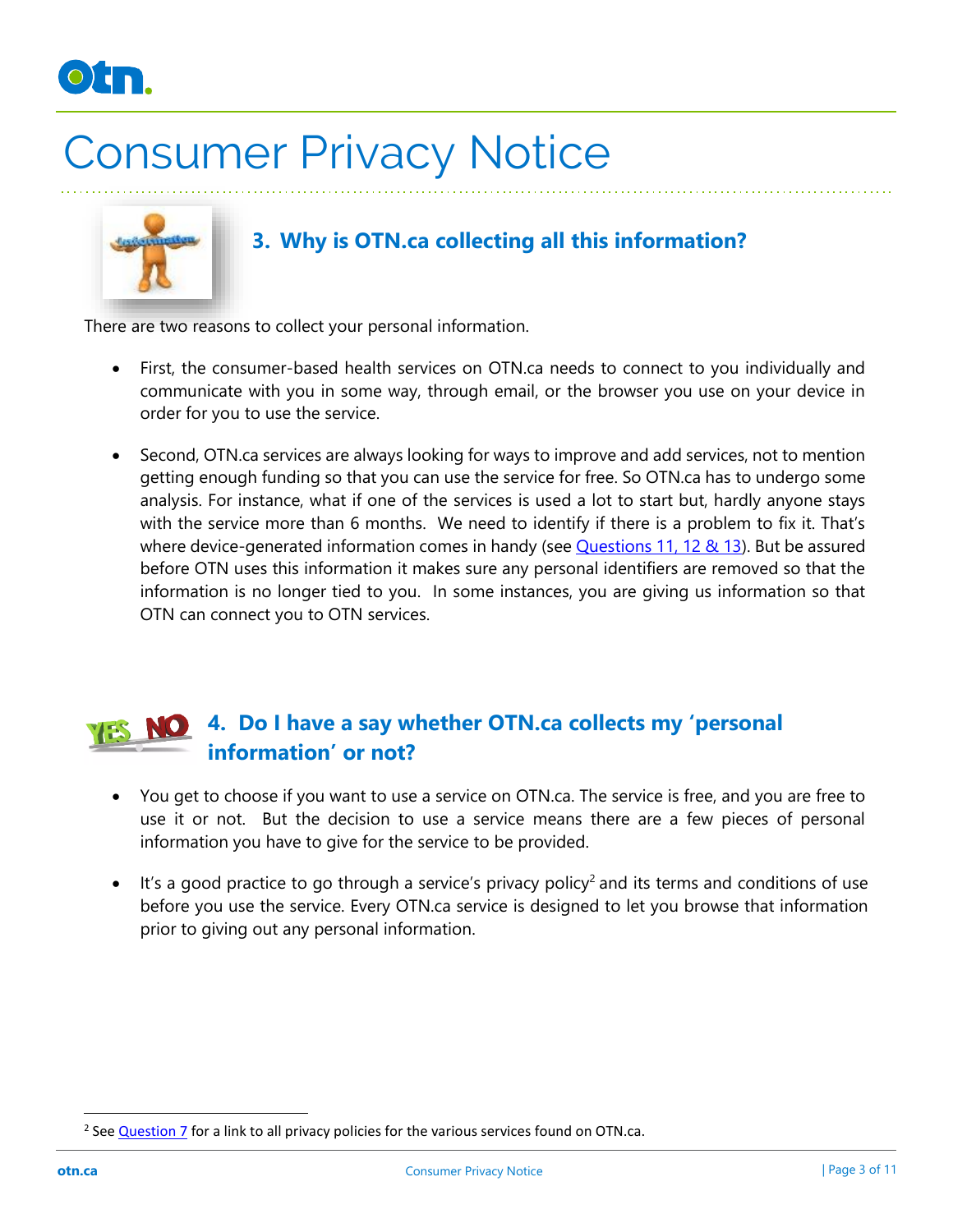# Consumer Privacy Notice

## 3. Why is OTN.ca collecting all this information?

There are two reasons to collect your personal information.

- First, the consumer-based health services on OTN.ca needs to connect to you individually and communicate with you in some way, through email, or the browser you use on your device in order for you to use the service.
- Second, OTN.ca services are always looking for ways to improve and add services, not to mention getting enough funding so that you can use the service for free. So OTN.ca has to undergo some analysis. For instance, what if one of the services is used a lot to start but, hardly anyone stays with the service more than 6 months. We need to identify if there is a problem to fix it. That's where device-generated information comes in handy (see Questions 11, 12 & 13). But be assured before OTN uses this information it makes sure any personal identifiers are removed so that the information is no longer tied to you. In some instances, you are giving us information so that OTN can connect you to OTN services.

## 4. Do I have a say whether OTN.ca collects my 'personal information' or not?

- You get to choose if you want to use a service on OTN.ca. The service is free, and you are free to use it or not. But the decision to use a service means there are a few pieces of personal information you have to give for the service to be provided.
- It's a good practice to go through a service's privacy policy[2] and its terms and conditions of use before you use the service. Every OTN.ca service is designed to let you browse that information prior to giving out any personal information.

[2] See Question 7 for a link to all privacy policies for the various services found on OTN.ca.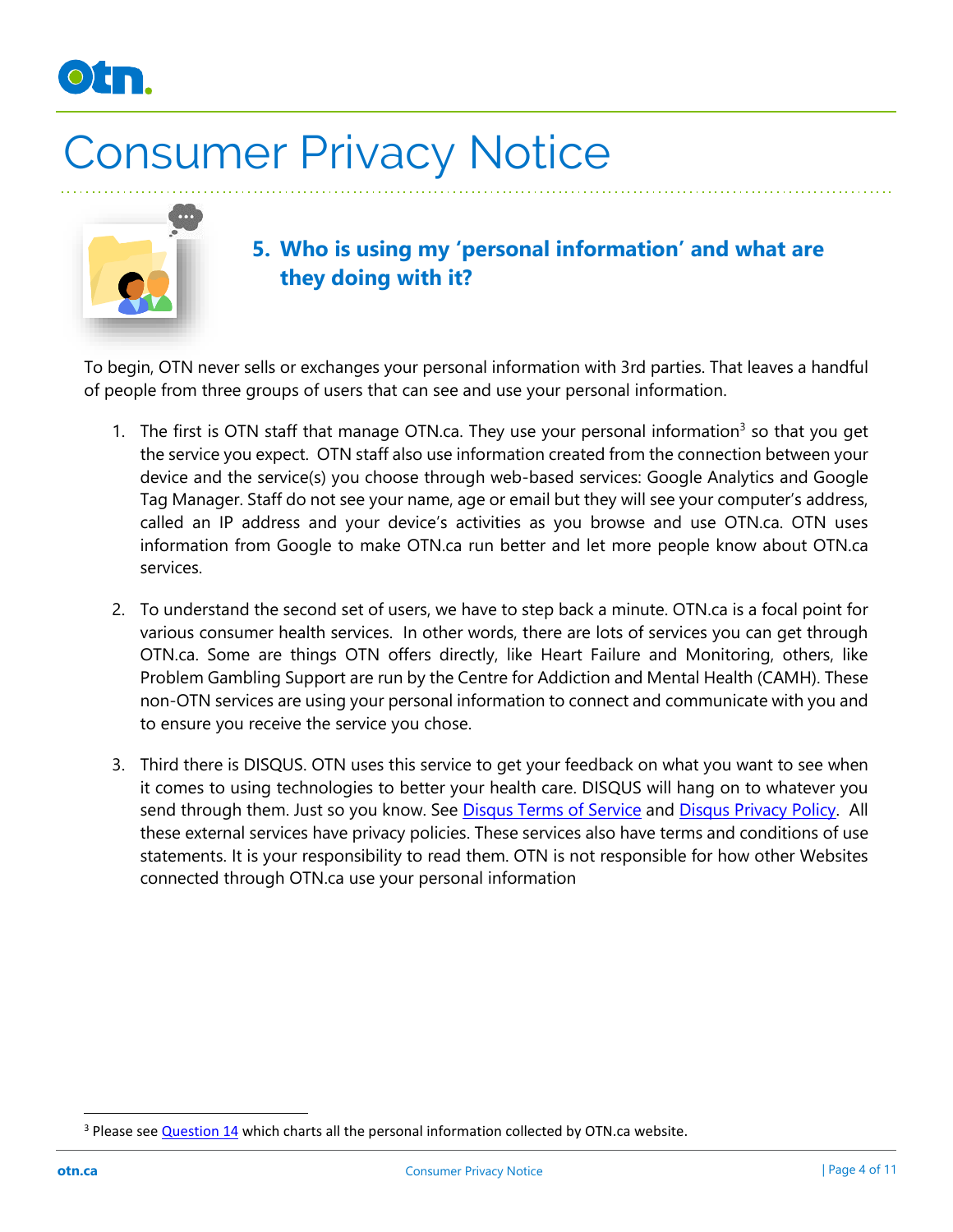# Consumer Privacy Notice

## 5. Who is using my 'personal information' and what are they doing with it?

To begin, OTN never sells or exchanges your personal information with 3rd parties. That leaves a handful of people from three groups of users that can see and use your personal information.

1. The first is OTN staff that manage OTN.ca. They use your personal information[3] so that you get the service you expect. OTN staff also use information created from the connection between your device and the service(s) you choose through web-based services: Google Analytics and Google Tag Manager. Staff do not see your name, age or email but they will see your computer's address, called an IP address and your device's activities as you browse and use OTN.ca. OTN uses information from Google to make OTN.ca run better and let more people know about OTN.ca services.

2. To understand the second set of users, we have to step back a minute. OTN.ca is a focal point for various consumer health services. In other words, there are lots of services you can get through OTN.ca. Some are things OTN offers directly, like Heart Failure and Monitoring, others, like Problem Gambling Support are run by the Centre for Addiction and Mental Health (CAMH). These non-OTN services are using your personal information to connect and communicate with you and to ensure you receive the service you chose.

3. Third there is DISQUS. OTN uses this service to get your feedback on what you want to see when it comes to using technologies to better your health care. DISQUS will hang on to whatever you send through them. Just so you know. See Disqus Terms of Service and Disqus Privacy Policy. All these external services have privacy policies. These services also have terms and conditions of use statements. It is your responsibility to read them. OTN is not responsible for how other Websites connected through OTN.ca use your personal information

[3] Please see Question 14 which charts all the personal information collected by OTN.ca website.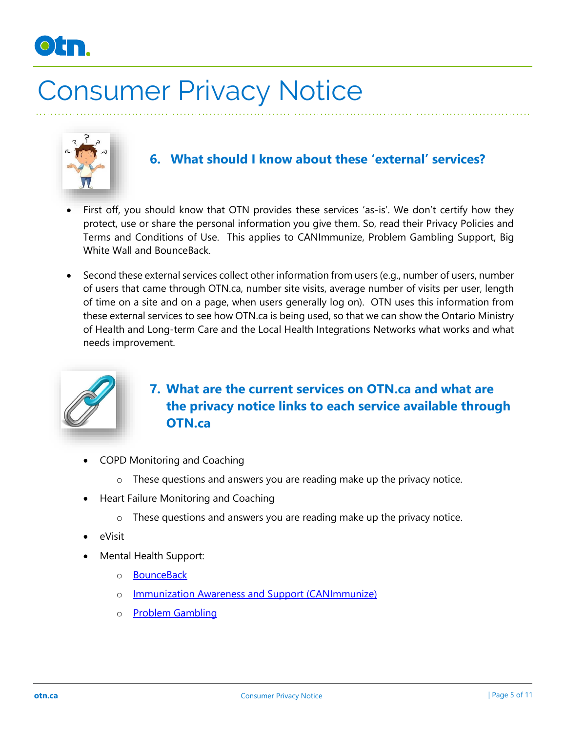# Consumer Privacy Notice

## 6. What should I know about these 'external' services?

- First off, you should know that OTN provides these services 'as-is'. We don't certify how they protect, use or share the personal information you give them. So, read their Privacy Policies and Terms and Conditions of Use. This applies to CANImmunize, Problem Gambling Support, Big White Wall and BounceBack.
- Second these external services collect other information from users (e.g., number of users, number of users that came through OTN.ca, number site visits, average number of visits per user, length of time on a site and on a page, when users generally log on). OTN uses this information from these external services to see how OTN.ca is being used, so that we can show the Ontario Ministry of Health and Long-term Care and the Local Health Integrations Networks what works and what needs improvement.

## 7. What are the current services on OTN.ca and what are the privacy notice links to each service available through OTN.ca

- COPD Monitoring and Coaching
  - These questions and answers you are reading make up the privacy notice.
- Heart Failure Monitoring and Coaching
  - These questions and answers you are reading make up the privacy notice.
- eVisit
- Mental Health Support:
  - BounceBack
  - Immunization Awareness and Support (CANImmunize)
  - Problem Gambling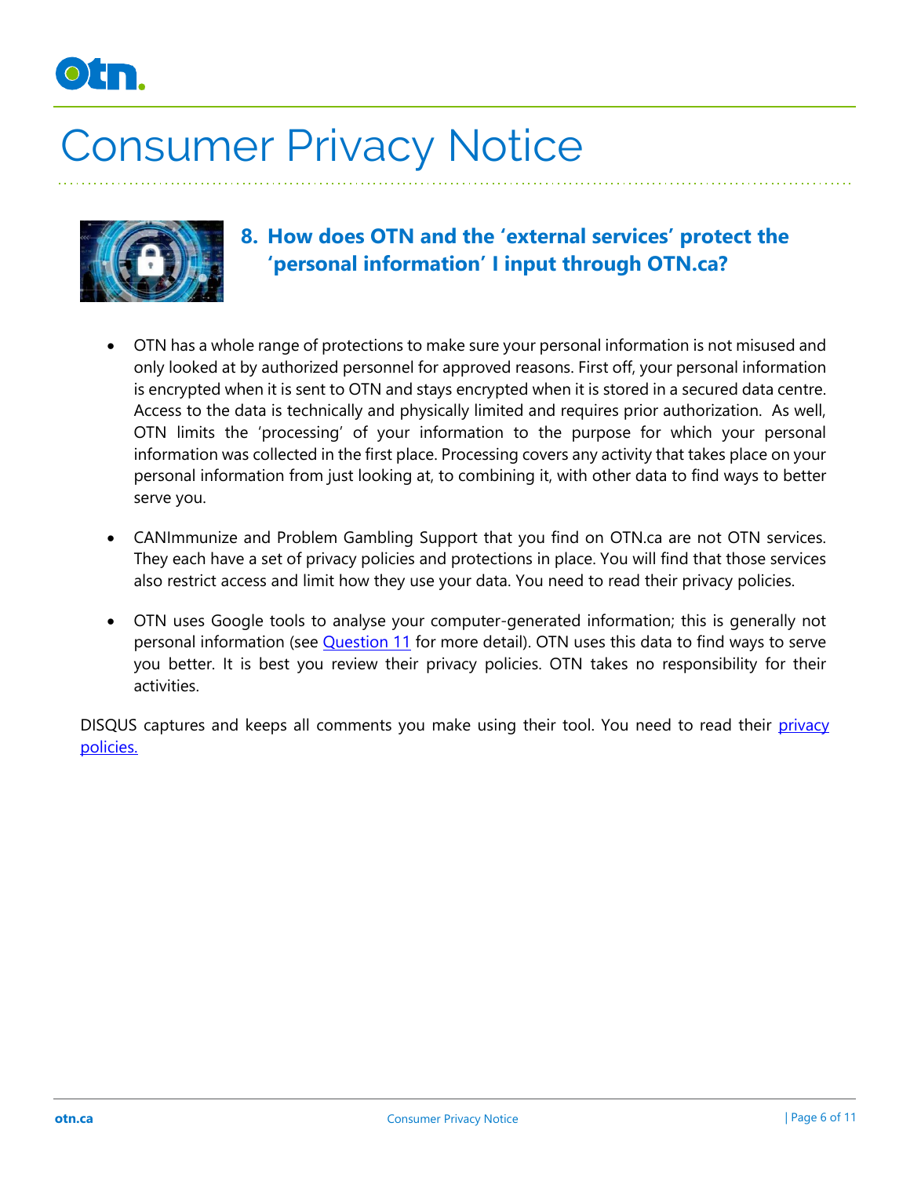# Consumer Privacy Notice

## 8. How does OTN and the 'external services' protect the 'personal information' I input through OTN.ca?

- OTN has a whole range of protections to make sure your personal information is not misused and only looked at by authorized personnel for approved reasons. First off, your personal information is encrypted when it is sent to OTN and stays encrypted when it is stored in a secured data centre. Access to the data is technically and physically limited and requires prior authorization. As well, OTN limits the 'processing' of your information to the purpose for which your personal information was collected in the first place. Processing covers any activity that takes place on your personal information from just looking at, to combining it, with other data to find ways to better serve you.
- CANImmunize and Problem Gambling Support that you find on OTN.ca are not OTN services. They each have a set of privacy policies and protections in place. You will find that those services also restrict access and limit how they use your data. You need to read their privacy policies.
- OTN uses Google tools to analyse your computer-generated information; this is generally not personal information (see Question 11 for more detail). OTN uses this data to find ways to serve you better. It is best you review their privacy policies. OTN takes no responsibility for their activities.

DISQUS captures and keeps all comments you make using their tool. You need to read their privacy policies.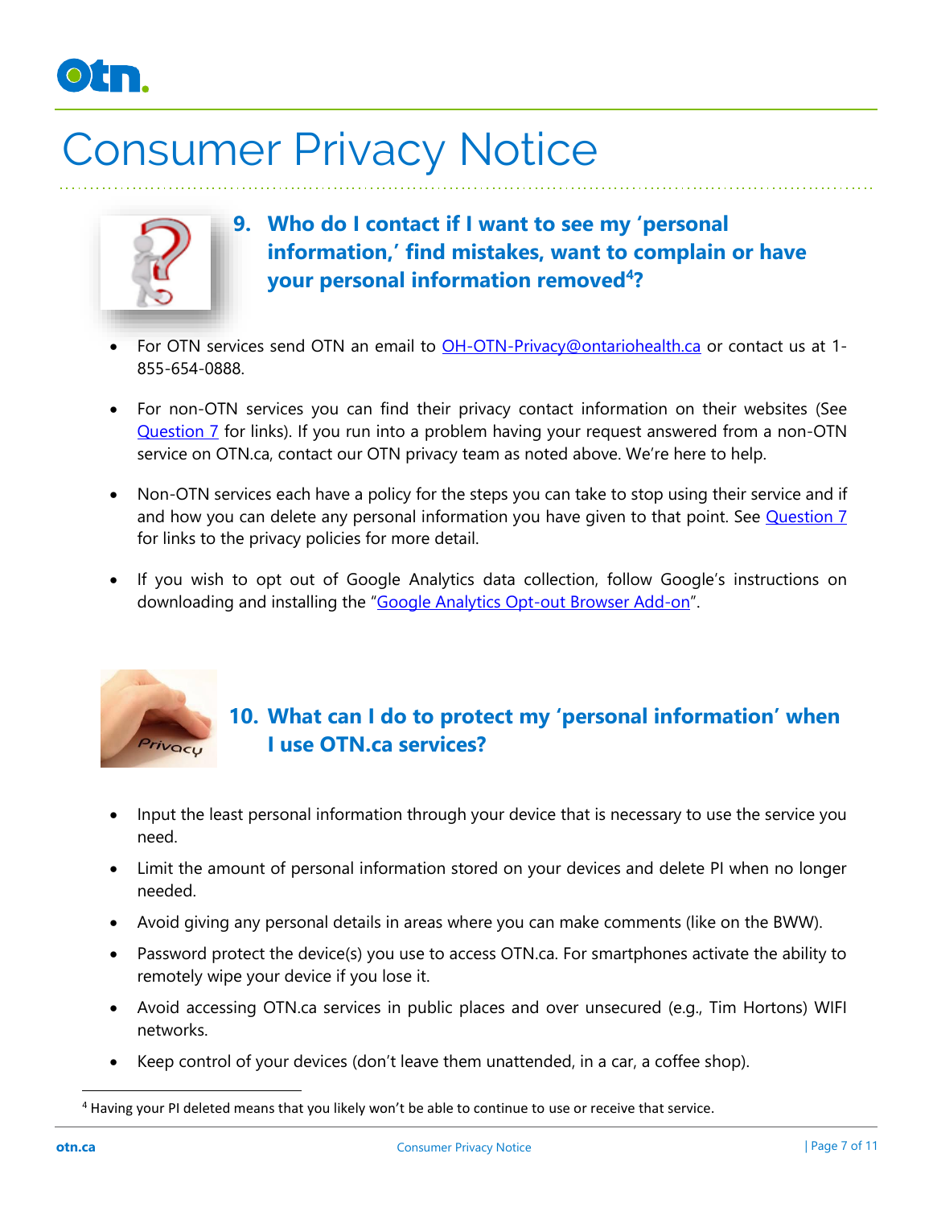## 9. Who do I contact if I want to see my 'personal information,' find mistakes, want to complain or have your personal information removed[4]?

- For OTN services send OTN an email to OH-OTN-Privacy@ontariohealth.ca or contact us at 1-855-654-0888.
- For non-OTN services you can find their privacy contact information on their websites (See Question 7 for links). If you run into a problem having your request answered from a non-OTN service on OTN.ca, contact our OTN privacy team as noted above. We're here to help.
- Non-OTN services each have a policy for the steps you can take to stop using their service and if and how you can delete any personal information you have given to that point. See Question 7 for links to the privacy policies for more detail.
- If you wish to opt out of Google Analytics data collection, follow Google's instructions on downloading and installing the "Google Analytics Opt-out Browser Add-on".

## 10. What can I do to protect my 'personal information' when I use OTN.ca services?

- Input the least personal information through your device that is necessary to use the service you need.
- Limit the amount of personal information stored on your devices and delete PI when no longer needed.
- Avoid giving any personal details in areas where you can make comments (like on the BWW).
- Password protect the device(s) you use to access OTN.ca. For smartphones activate the ability to remotely wipe your device if you lose it.
- Avoid accessing OTN.ca services in public places and over unsecured (e.g., Tim Hortons) WIFI networks.
- Keep control of your devices (don't leave them unattended, in a car, a coffee shop).

[4] Having your PI deleted means that you likely won't be able to continue to use or receive that service.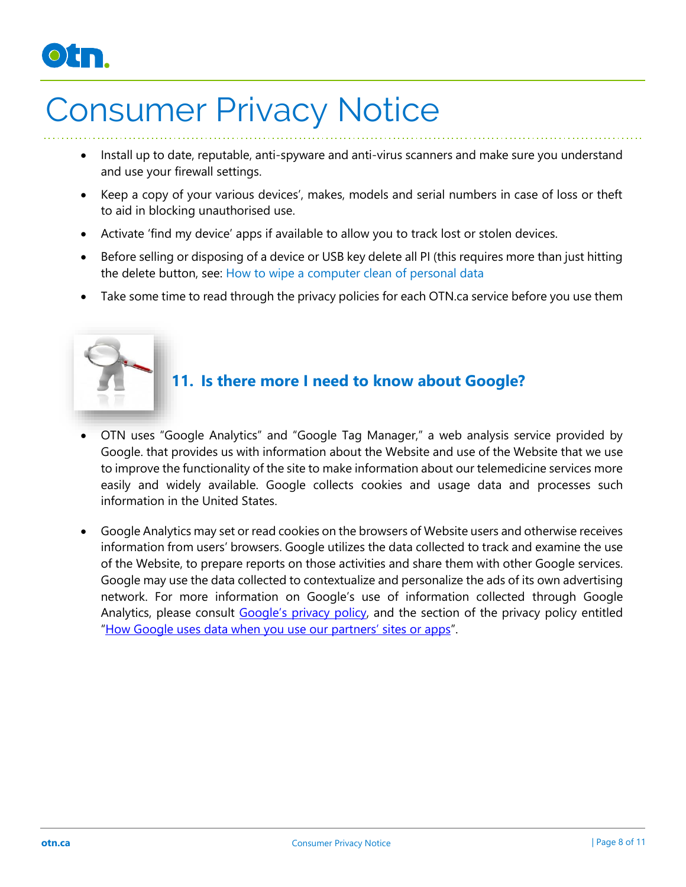# Consumer Privacy Notice

- Install up to date, reputable, anti-spyware and anti-virus scanners and make sure you understand and use your firewall settings.
- Keep a copy of your various devices', makes, models and serial numbers in case of loss or theft to aid in blocking unauthorised use.
- Activate 'find my device' apps if available to allow you to track lost or stolen devices.
- Before selling or disposing of a device or USB key delete all PI (this requires more than just hitting the delete button, see: How to wipe a computer clean of personal data
- Take some time to read through the privacy policies for each OTN.ca service before you use them

## 11. Is there more I need to know about Google?

- OTN uses "Google Analytics" and "Google Tag Manager," a web analysis service provided by Google. that provides us with information about the Website and use of the Website that we use to improve the functionality of the site to make information about our telemedicine services more easily and widely available. Google collects cookies and usage data and processes such information in the United States.
- Google Analytics may set or read cookies on the browsers of Website users and otherwise receives information from users' browsers. Google utilizes the data collected to track and examine the use of the Website, to prepare reports on those activities and share them with other Google services. Google may use the data collected to contextualize and personalize the ads of its own advertising network. For more information on Google's use of information collected through Google Analytics, please consult Google's privacy policy, and the section of the privacy policy entitled "How Google uses data when you use our partners' sites or apps".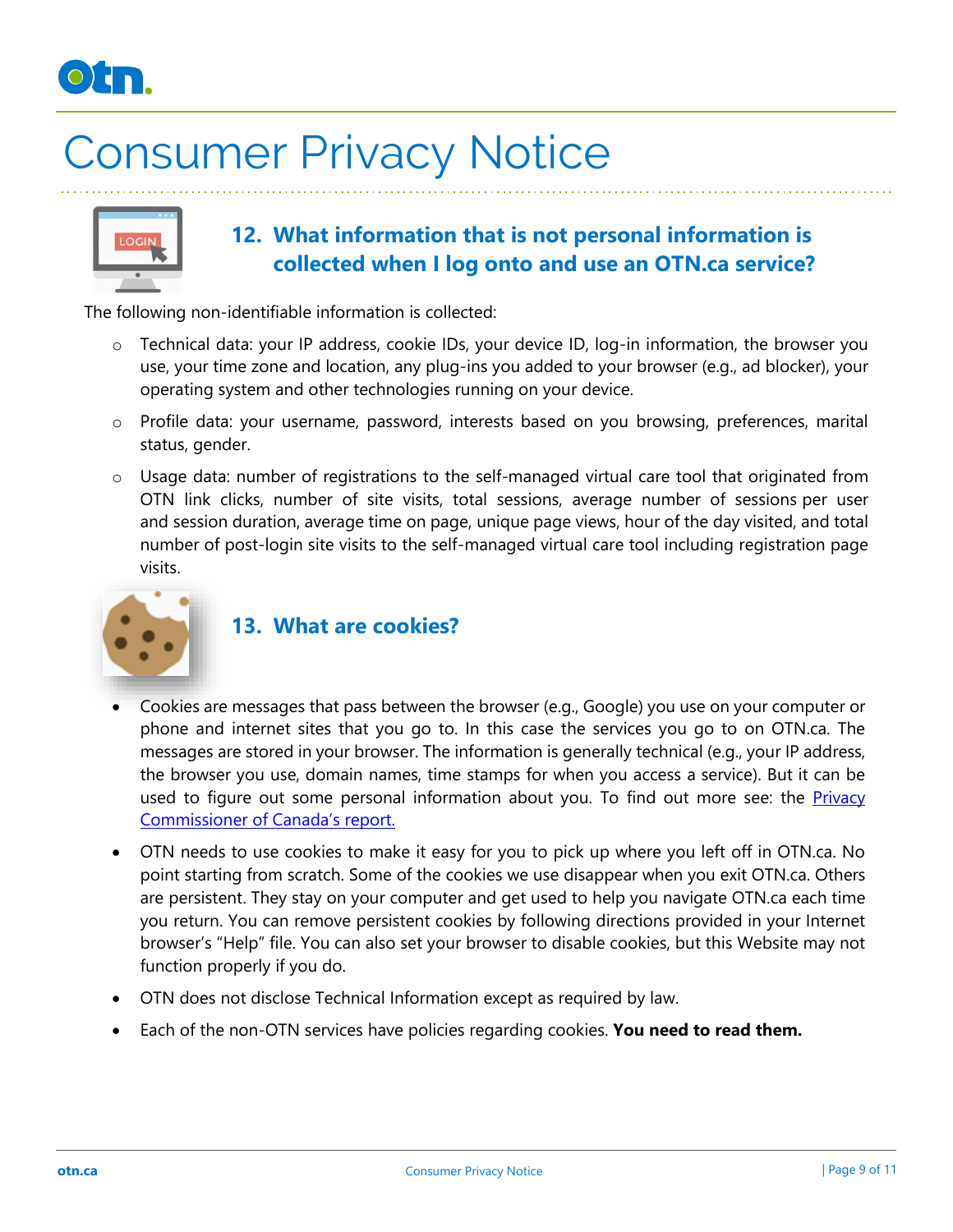# Consumer Privacy Notice

## 12. What information that is not personal information is collected when I log onto and use an OTN.ca service?

The following non-identifiable information is collected:

- Technical data: your IP address, cookie IDs, your device ID, log-in information, the browser you use, your time zone and location, any plug-ins you added to your browser (e.g., ad blocker), your operating system and other technologies running on your device.
- Profile data: your username, password, interests based on you browsing, preferences, marital status, gender.
- Usage data: number of registrations to the self-managed virtual care tool that originated from OTN link clicks, number of site visits, total sessions, average number of sessions per user and session duration, average time on page, unique page views, hour of the day visited, and total number of post-login site visits to the self-managed virtual care tool including registration page visits.

## 13. What are cookies?

- Cookies are messages that pass between the browser (e.g., Google) you use on your computer or phone and internet sites that you go to. In this case the services you go to on OTN.ca. The messages are stored in your browser. The information is generally technical (e.g., your IP address, the browser you use, domain names, time stamps for when you access a service). But it can be used to figure out some personal information about you. To find out more see: the Privacy Commissioner of Canada's report.
- OTN needs to use cookies to make it easy for you to pick up where you left off in OTN.ca. No point starting from scratch. Some of the cookies we use disappear when you exit OTN.ca. Others are persistent. They stay on your computer and get used to help you navigate OTN.ca each time you return. You can remove persistent cookies by following directions provided in your Internet browser's "Help" file. You can also set your browser to disable cookies, but this Website may not function properly if you do.
- OTN does not disclose Technical Information except as required by law.
- Each of the non-OTN services have policies regarding cookies. **You need to read them.**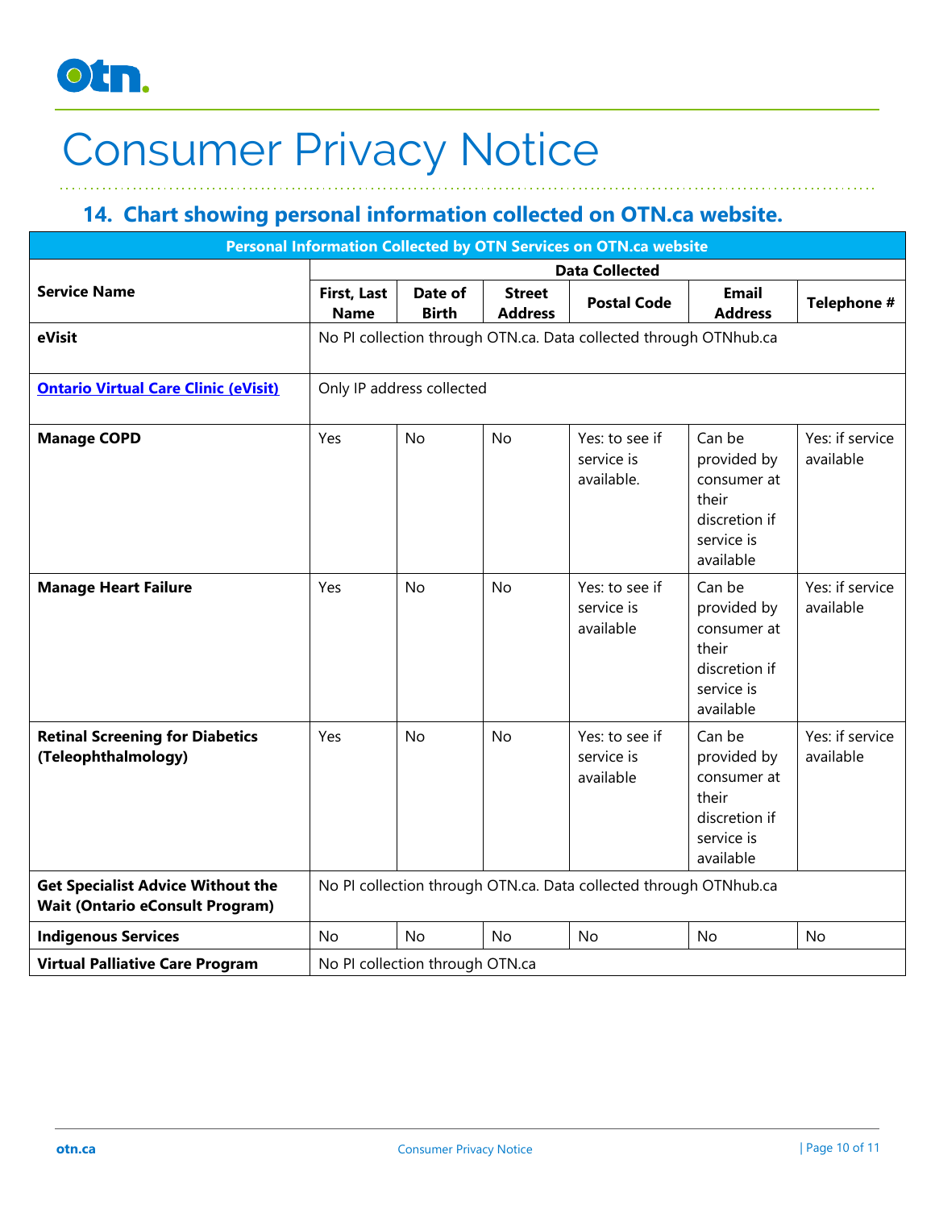# Consumer Privacy Notice

## 14. Chart showing personal information collected on OTN.ca website.

| Personal Information Collected by OTN Services on OTN.ca website | | | | | | |
|---|---|---|---|---|---|---|
| **Service Name** | **Data Collected** | | | | | |
| | **First, Last Name** | **Date of Birth** | **Street Address** | **Postal Code** | **Email Address** | **Telephone #** |
| **eVisit** | No PI collection through OTN.ca. Data collected through OTNhub.ca | | | | | |
| **[Ontario Virtual Care Clinic (eVisit)]** | Only IP address collected | | | | | |
| **Manage COPD** | Yes | No | No | Yes: to see if service is available. | Can be provided by consumer at their discretion if service is available | Yes: if service available |
| **Manage Heart Failure** | Yes | No | No | Yes: to see if service is available | Can be provided by consumer at their discretion if service is available | Yes: if service available |
| **Retinal Screening for Diabetics (Teleophthalmology)** | Yes | No | No | Yes: to see if service is available | Can be provided by consumer at their discretion if service is available | Yes: if service available |
| **Get Specialist Advice Without the Wait (Ontario eConsult Program)** | No PI collection through OTN.ca. Data collected through OTNhub.ca | | | | | |
| **Indigenous Services** | No | No | No | No | No | No |
| **Virtual Palliative Care Program** | No PI collection through OTN.ca | | | | | |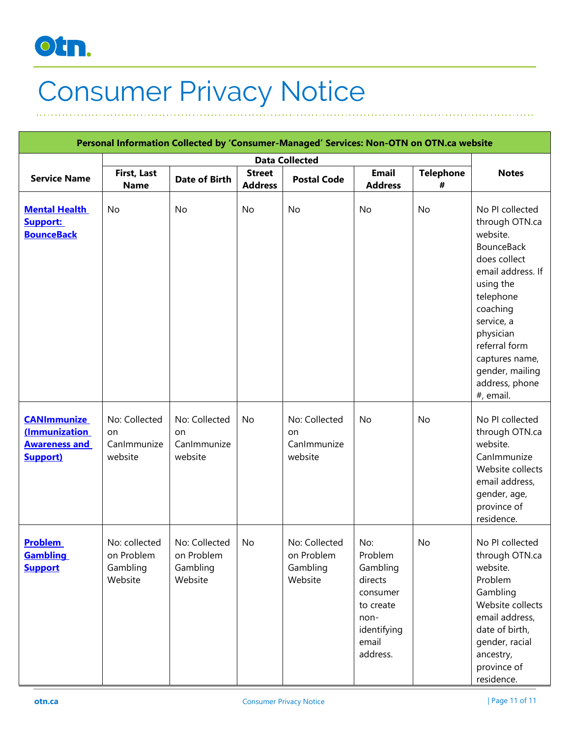# Consumer Privacy Notice

| Personal Information Collected by 'Consumer-Managed' Services: Non-OTN on OTN.ca website | | | | | | | |
|---|---|---|---|---|---|---|---|
| Service Name | Data Collected | | | | | | Notes |
| | First, Last Name | Date of Birth | Street Address | Postal Code | Email Address | Telephone # | |
| **Mental Health Support: BounceBack** | No | No | No | No | No | No | No PI collected through OTN.ca website. BounceBack does collect email address. If using the telephone coaching service, a physician referral form captures name, gender, mailing address, phone #, email. |
| **CANImmunize (Immunization Awareness and Support)** | No: Collected on CanImmunize website | No: Collected on CanImmunize website | No | No: Collected on CanImmunize website | No | No | No PI collected through OTN.ca website. CanImmunize Website collects email address, gender, age, province of residence. |
| **Problem Gambling Support** | No: collected on Problem Gambling Website | No: Collected on Problem Gambling Website | No | No: Collected on Problem Gambling Website | No: Problem Gambling directs consumer to create non-identifying email address. | No | No PI collected through OTN.ca website. Problem Gambling Website collects email address, date of birth, gender, racial ancestry, province of residence. |